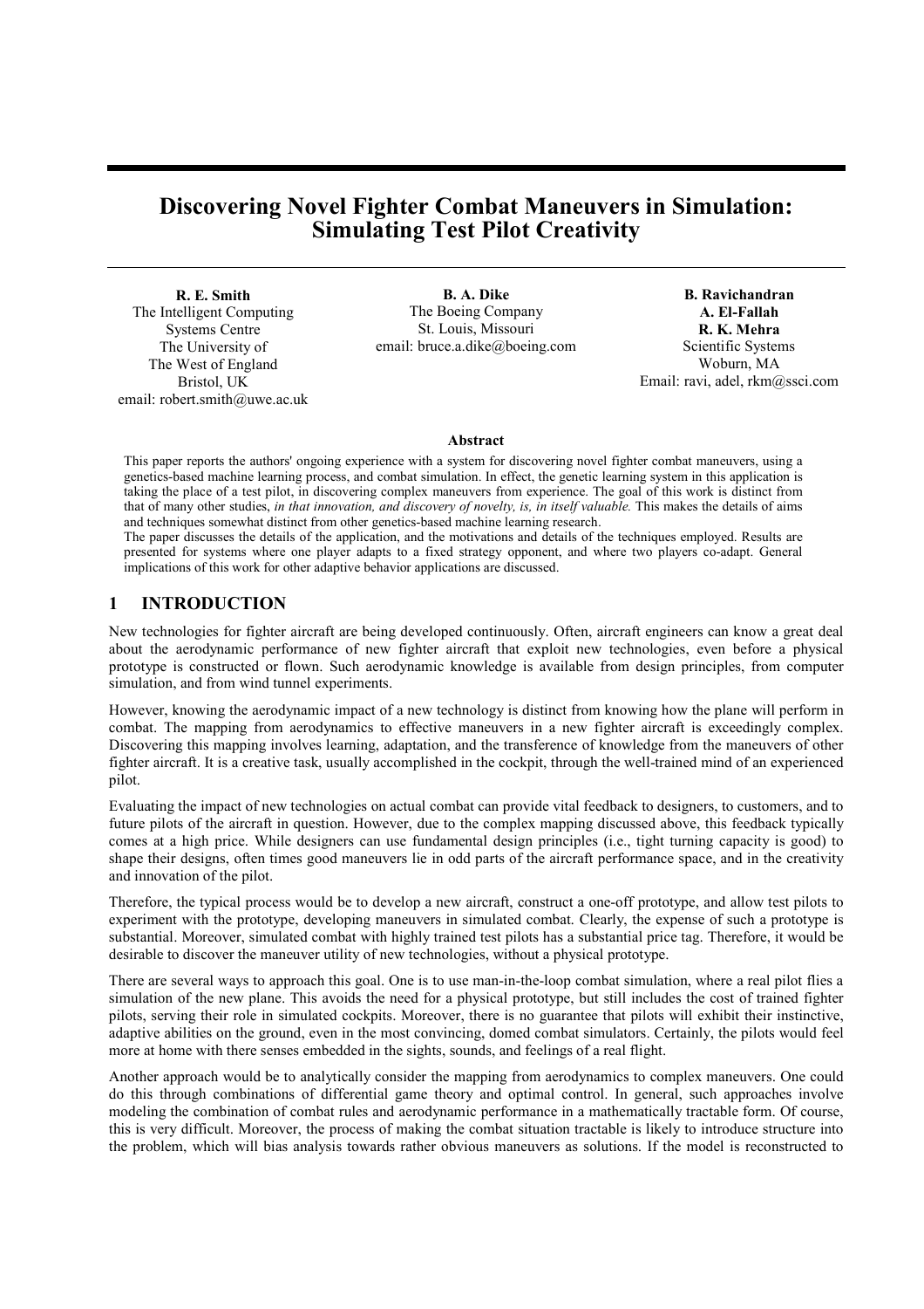# Discovering Novel Fighter Combat Maneuvers in Simulation: Simulating Test Pilot Creativity

**R. E. Smith**
The Intelligent Computing Systems Centre
The University of The West of England
Bristol, UK
email: robert.smith@uwe.ac.uk

**B. A. Dike**
The Boeing Company
St. Louis, Missouri
email: bruce.a.dike@boeing.com

**B. Ravichandran**
**A. El-Fallah**
**R. K. Mehra**
Scientific Systems
Woburn, MA
Email: ravi, adel, rkm@ssci.com

### Abstract

This paper reports the authors' ongoing experience with a system for discovering novel fighter combat maneuvers, using a genetics-based machine learning process, and combat simulation. In effect, the genetic learning system in this application is taking the place of a test pilot, in discovering complex maneuvers from experience. The goal of this work is distinct from that of many other studies, *in that innovation, and discovery of novelty, is, in itself valuable.* This makes the details of aims and techniques somewhat distinct from other genetics-based machine learning research.

The paper discusses the details of the application, and the motivations and details of the techniques employed. Results are presented for systems where one player adapts to a fixed strategy opponent, and where two players co-adapt. General implications of this work for other adaptive behavior applications are discussed.

## 1 INTRODUCTION

New technologies for fighter aircraft are being developed continuously. Often, aircraft engineers can know a great deal about the aerodynamic performance of new fighter aircraft that exploit new technologies, even before a physical prototype is constructed or flown. Such aerodynamic knowledge is available from design principles, from computer simulation, and from wind tunnel experiments.

However, knowing the aerodynamic impact of a new technology is distinct from knowing how the plane will perform in combat. The mapping from aerodynamics to effective maneuvers in a new fighter aircraft is exceedingly complex. Discovering this mapping involves learning, adaptation, and the transference of knowledge from the maneuvers of other fighter aircraft. It is a creative task, usually accomplished in the cockpit, through the well-trained mind of an experienced pilot.

Evaluating the impact of new technologies on actual combat can provide vital feedback to designers, to customers, and to future pilots of the aircraft in question. However, due to the complex mapping discussed above, this feedback typically comes at a high price. While designers can use fundamental design principles (i.e., tight turning capacity is good) to shape their designs, often times good maneuvers lie in odd parts of the aircraft performance space, and in the creativity and innovation of the pilot.

Therefore, the typical process would be to develop a new aircraft, construct a one-off prototype, and allow test pilots to experiment with the prototype, developing maneuvers in simulated combat. Clearly, the expense of such a prototype is substantial. Moreover, simulated combat with highly trained test pilots has a substantial price tag. Therefore, it would be desirable to discover the maneuver utility of new technologies, without a physical prototype.

There are several ways to approach this goal. One is to use man-in-the-loop combat simulation, where a real pilot flies a simulation of the new plane. This avoids the need for a physical prototype, but still includes the cost of trained fighter pilots, serving their role in simulated cockpits. Moreover, there is no guarantee that pilots will exhibit their instinctive, adaptive abilities on the ground, even in the most convincing, domed combat simulators. Certainly, the pilots would feel more at home with there senses embedded in the sights, sounds, and feelings of a real flight.

Another approach would be to analytically consider the mapping from aerodynamics to complex maneuvers. One could do this through combinations of differential game theory and optimal control. In general, such approaches involve modeling the combination of combat rules and aerodynamic performance in a mathematically tractable form. Of course, this is very difficult. Moreover, the process of making the combat situation tractable is likely to introduce structure into the problem, which will bias analysis towards rather obvious maneuvers as solutions. If the model is reconstructed to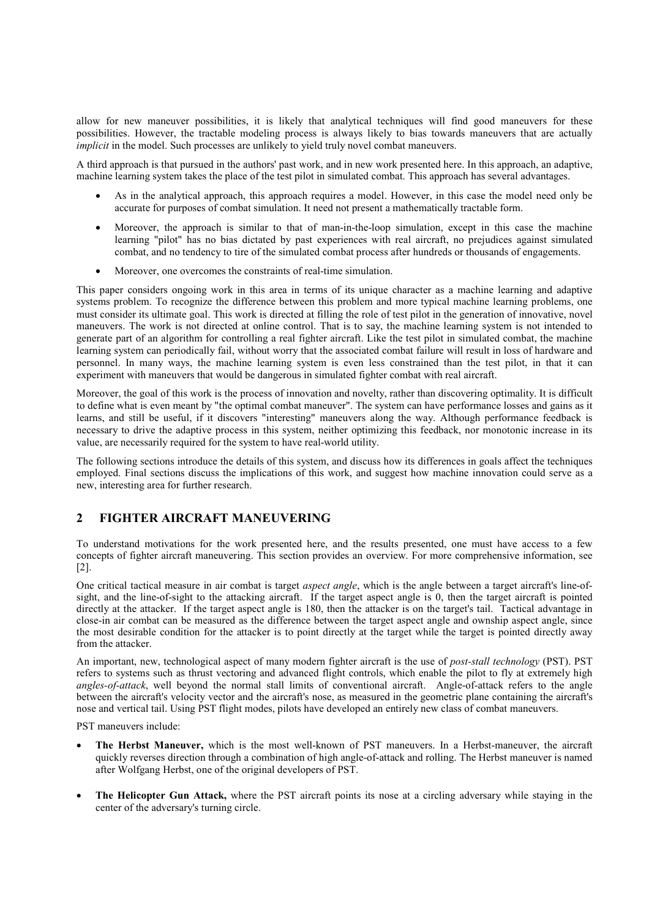allow for new maneuver possibilities, it is likely that analytical techniques will find good maneuvers for these possibilities. However, the tractable modeling process is always likely to bias towards maneuvers that are actually *implicit* in the model. Such processes are unlikely to yield truly novel combat maneuvers.

A third approach is that pursued in the authors' past work, and in new work presented here. In this approach, an adaptive, machine learning system takes the place of the test pilot in simulated combat. This approach has several advantages.

- As in the analytical approach, this approach requires a model. However, in this case the model need only be accurate for purposes of combat simulation. It need not present a mathematically tractable form.
- Moreover, the approach is similar to that of man-in-the-loop simulation, except in this case the machine learning "pilot" has no bias dictated by past experiences with real aircraft, no prejudices against simulated combat, and no tendency to tire of the simulated combat process after hundreds or thousands of engagements.
- Moreover, one overcomes the constraints of real-time simulation.

This paper considers ongoing work in this area in terms of its unique character as a machine learning and adaptive systems problem. To recognize the difference between this problem and more typical machine learning problems, one must consider its ultimate goal. This work is directed at filling the role of test pilot in the generation of innovative, novel maneuvers. The work is not directed at online control. That is to say, the machine learning system is not intended to generate part of an algorithm for controlling a real fighter aircraft. Like the test pilot in simulated combat, the machine learning system can periodically fail, without worry that the associated combat failure will result in loss of hardware and personnel. In many ways, the machine learning system is even less constrained than the test pilot, in that it can experiment with maneuvers that would be dangerous in simulated fighter combat with real aircraft.

Moreover, the goal of this work is the process of innovation and novelty, rather than discovering optimality. It is difficult to define what is even meant by "the optimal combat maneuver". The system can have performance losses and gains as it learns, and still be useful, if it discovers "interesting" maneuvers along the way. Although performance feedback is necessary to drive the adaptive process in this system, neither optimizing this feedback, nor monotonic increase in its value, are necessarily required for the system to have real-world utility.

The following sections introduce the details of this system, and discuss how its differences in goals affect the techniques employed. Final sections discuss the implications of this work, and suggest how machine innovation could serve as a new, interesting area for further research.

## 2 FIGHTER AIRCRAFT MANEUVERING

To understand motivations for the work presented here, and the results presented, one must have access to a few concepts of fighter aircraft maneuvering. This section provides an overview. For more comprehensive information, see [2].

One critical tactical measure in air combat is target *aspect angle*, which is the angle between a target aircraft's line-of-sight, and the line-of-sight to the attacking aircraft. If the target aspect angle is 0, then the target aircraft is pointed directly at the attacker. If the target aspect angle is 180, then the attacker is on the target's tail. Tactical advantage in close-in air combat can be measured as the difference between the target aspect angle and ownship aspect angle, since the most desirable condition for the attacker is to point directly at the target while the target is pointed directly away from the attacker.

An important, new, technological aspect of many modern fighter aircraft is the use of *post-stall technology* (PST). PST refers to systems such as thrust vectoring and advanced flight controls, which enable the pilot to fly at extremely high *angles-of-attack*, well beyond the normal stall limits of conventional aircraft. Angle-of-attack refers to the angle between the aircraft's velocity vector and the aircraft's nose, as measured in the geometric plane containing the aircraft's nose and vertical tail. Using PST flight modes, pilots have developed an entirely new class of combat maneuvers.

PST maneuvers include:

- **The Herbst Maneuver,** which is the most well-known of PST maneuvers. In a Herbst-maneuver, the aircraft quickly reverses direction through a combination of high angle-of-attack and rolling. The Herbst maneuver is named after Wolfgang Herbst, one of the original developers of PST.
- **The Helicopter Gun Attack,** where the PST aircraft points its nose at a circling adversary while staying in the center of the adversary's turning circle.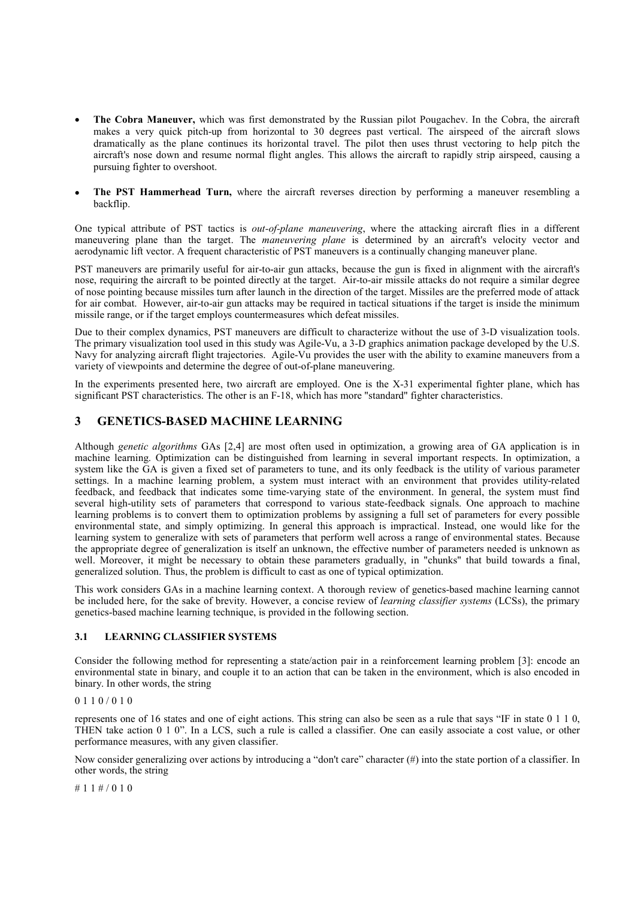- **The Cobra Maneuver,** which was first demonstrated by the Russian pilot Pougachev. In the Cobra, the aircraft makes a very quick pitch-up from horizontal to 30 degrees past vertical. The airspeed of the aircraft slows dramatically as the plane continues its horizontal travel. The pilot then uses thrust vectoring to help pitch the aircraft's nose down and resume normal flight angles. This allows the aircraft to rapidly strip airspeed, causing a pursuing fighter to overshoot.

- **The PST Hammerhead Turn,** where the aircraft reverses direction by performing a maneuver resembling a backflip.

One typical attribute of PST tactics is *out-of-plane maneuvering*, where the attacking aircraft flies in a different maneuvering plane than the target. The *maneuvering plane* is determined by an aircraft's velocity vector and aerodynamic lift vector. A frequent characteristic of PST maneuvers is a continually changing maneuver plane.

PST maneuvers are primarily useful for air-to-air gun attacks, because the gun is fixed in alignment with the aircraft's nose, requiring the aircraft to be pointed directly at the target. Air-to-air missile attacks do not require a similar degree of nose pointing because missiles turn after launch in the direction of the target. Missiles are the preferred mode of attack for air combat. However, air-to-air gun attacks may be required in tactical situations if the target is inside the minimum missile range, or if the target employs countermeasures which defeat missiles.

Due to their complex dynamics, PST maneuvers are difficult to characterize without the use of 3-D visualization tools. The primary visualization tool used in this study was Agile-Vu, a 3-D graphics animation package developed by the U.S. Navy for analyzing aircraft flight trajectories. Agile-Vu provides the user with the ability to examine maneuvers from a variety of viewpoints and determine the degree of out-of-plane maneuvering.

In the experiments presented here, two aircraft are employed. One is the X-31 experimental fighter plane, which has significant PST characteristics. The other is an F-18, which has more "standard" fighter characteristics.

## 3 GENETICS-BASED MACHINE LEARNING

Although *genetic algorithms* GAs [2,4] are most often used in optimization, a growing area of GA application is in machine learning. Optimization can be distinguished from learning in several important respects. In optimization, a system like the GA is given a fixed set of parameters to tune, and its only feedback is the utility of various parameter settings. In a machine learning problem, a system must interact with an environment that provides utility-related feedback, and feedback that indicates some time-varying state of the environment. In general, the system must find several high-utility sets of parameters that correspond to various state-feedback signals. One approach to machine learning problems is to convert them to optimization problems by assigning a full set of parameters for every possible environmental state, and simply optimizing. In general this approach is impractical. Instead, one would like for the learning system to generalize with sets of parameters that perform well across a range of environmental states. Because the appropriate degree of generalization is itself an unknown, the effective number of parameters needed is unknown as well. Moreover, it might be necessary to obtain these parameters gradually, in "chunks" that build towards a final, generalized solution. Thus, the problem is difficult to cast as one of typical optimization.

This work considers GAs in a machine learning context. A thorough review of genetics-based machine learning cannot be included here, for the sake of brevity. However, a concise review of *learning classifier systems* (LCSs), the primary genetics-based machine learning technique, is provided in the following section.

### 3.1 LEARNING CLASSIFIER SYSTEMS

Consider the following method for representing a state/action pair in a reinforcement learning problem [3]: encode an environmental state in binary, and couple it to an action that can be taken in the environment, which is also encoded in binary. In other words, the string

0 1 1 0 / 0 1 0

represents one of 16 states and one of eight actions. This string can also be seen as a rule that says "IF in state 0 1 1 0, THEN take action 0 1 0". In a LCS, such a rule is called a classifier. One can easily associate a cost value, or other performance measures, with any given classifier.

Now consider generalizing over actions by introducing a "don't care" character (#) into the state portion of a classifier. In other words, the string

# 1 1 # / 0 1 0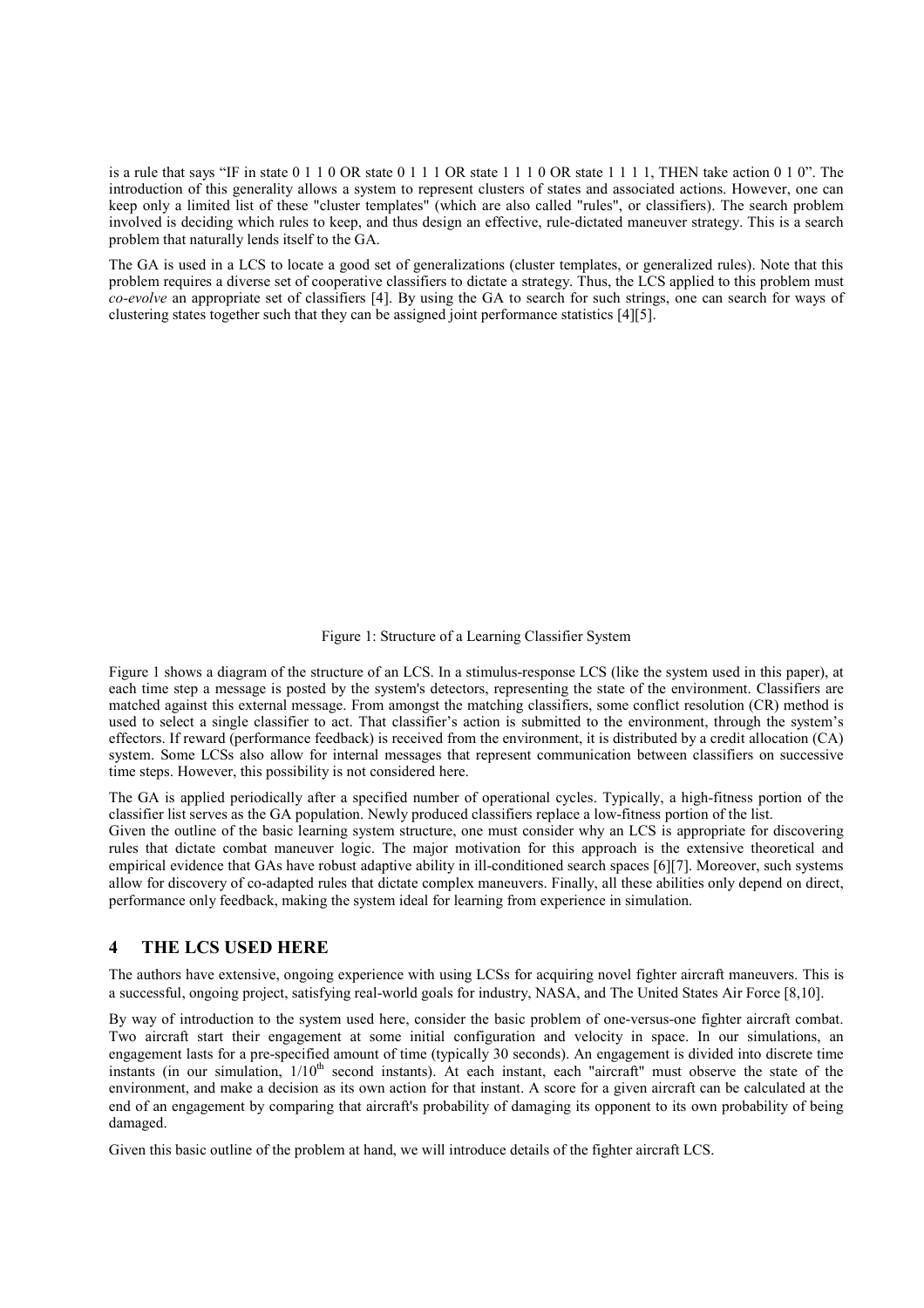is a rule that says "IF in state 0 1 1 0 OR state 0 1 1 1 OR state 1 1 1 0 OR state 1 1 1 1, THEN take action 0 1 0". The introduction of this generality allows a system to represent clusters of states and associated actions. However, one can keep only a limited list of these "cluster templates" (which are also called "rules", or classifiers). The search problem involved is deciding which rules to keep, and thus design an effective, rule-dictated maneuver strategy. This is a search problem that naturally lends itself to the GA.

The GA is used in a LCS to locate a good set of generalizations (cluster templates, or generalized rules). Note that this problem requires a diverse set of cooperative classifiers to dictate a strategy. Thus, the LCS applied to this problem must *co-evolve* an appropriate set of classifiers [4]. By using the GA to search for such strings, one can search for ways of clustering states together such that they can be assigned joint performance statistics [4][5].

Figure 1: Structure of a Learning Classifier System

Figure 1 shows a diagram of the structure of an LCS. In a stimulus-response LCS (like the system used in this paper), at each time step a message is posted by the system's detectors, representing the state of the environment. Classifiers are matched against this external message. From amongst the matching classifiers, some conflict resolution (CR) method is used to select a single classifier to act. That classifier's action is submitted to the environment, through the system's effectors. If reward (performance feedback) is received from the environment, it is distributed by a credit allocation (CA) system. Some LCSs also allow for internal messages that represent communication between classifiers on successive time steps. However, this possibility is not considered here.

The GA is applied periodically after a specified number of operational cycles. Typically, a high-fitness portion of the classifier list serves as the GA population. Newly produced classifiers replace a low-fitness portion of the list.
Given the outline of the basic learning system structure, one must consider why an LCS is appropriate for discovering rules that dictate combat maneuver logic. The major motivation for this approach is the extensive theoretical and empirical evidence that GAs have robust adaptive ability in ill-conditioned search spaces [6][7]. Moreover, such systems allow for discovery of co-adapted rules that dictate complex maneuvers. Finally, all these abilities only depend on direct, performance only feedback, making the system ideal for learning from experience in simulation.

## 4 THE LCS USED HERE

The authors have extensive, ongoing experience with using LCSs for acquiring novel fighter aircraft maneuvers. This is a successful, ongoing project, satisfying real-world goals for industry, NASA, and The United States Air Force [8,10].

By way of introduction to the system used here, consider the basic problem of one-versus-one fighter aircraft combat. Two aircraft start their engagement at some initial configuration and velocity in space. In our simulations, an engagement lasts for a pre-specified amount of time (typically 30 seconds). An engagement is divided into discrete time instants (in our simulation, 1/10th second instants). At each instant, each "aircraft" must observe the state of the environment, and make a decision as its own action for that instant. A score for a given aircraft can be calculated at the end of an engagement by comparing that aircraft's probability of damaging its opponent to its own probability of being damaged.

Given this basic outline of the problem at hand, we will introduce details of the fighter aircraft LCS.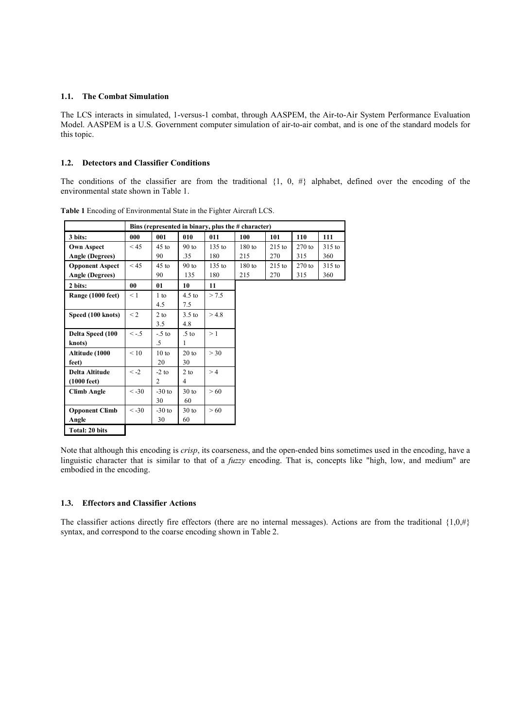### 1.1. The Combat Simulation

The LCS interacts in simulated, 1-versus-1 combat, through AASPEM, the Air-to-Air System Performance Evaluation Model. AASPEM is a U.S. Government computer simulation of air-to-air combat, and is one of the standard models for this topic.

### 1.2. Detectors and Classifier Conditions

The conditions of the classifier are from the traditional {1, 0, #} alphabet, defined over the encoding of the environmental state shown in Table 1.

**Table 1** Encoding of Environmental State in the Fighter Aircraft LCS.

| | **Bins (represented in binary, plus the # character)** | | | | | | | |
|---|---|---|---|---|---|---|---|---|
| **3 bits:** | **000** | **001** | **010** | **011** | **100** | **101** | **110** | **111** |
| **Own Aspect Angle (Degrees)** | < 45 | 45 to 90 | 90 to .35 | 135 to 180 | 180 to 215 | 215 to 270 | 270 to 315 | 315 to 360 |
| **Opponent Aspect Angle (Degrees)** | < 45 | 45 to 90 | 90 to 135 | 135 to 180 | 180 to 215 | 215 to 270 | 270 to 315 | 315 to 360 |
| **2 bits:** | **00** | **01** | **10** | **11** | | | | |
| **Range (1000 feet)** | < 1 | 1 to 4.5 | 4.5 to 7.5 | > 7.5 | | | | |
| **Speed (100 knots)** | < 2 | 2 to 3.5 | 3.5 to 4.8 | > 4.8 | | | | |
| **Delta Speed (100 knots)** | < -.5 | -.5 to .5 | .5 to 1 | > 1 | | | | |
| **Altitude (1000 feet)** | < 10 | 10 to 20 | 20 to 30 | > 30 | | | | |
| **Delta Altitude (1000 feet)** | < -2 | -2 to 2 | 2 to 4 | > 4 | | | | |
| **Climb Angle** | < -30 | -30 to 30 | 30 to 60 | > 60 | | | | |
| **Opponent Climb Angle** | < -30 | -30 to 30 | 30 to 60 | > 60 | | | | |
| **Total: 20 bits** | | | | | | | | |

Note that although this encoding is *crisp*, its coarseness, and the open-ended bins sometimes used in the encoding, have a linguistic character that is similar to that of a *fuzzy* encoding. That is, concepts like "high, low, and medium" are embodied in the encoding.

### 1.3. Effectors and Classifier Actions

The classifier actions directly fire effectors (there are no internal messages). Actions are from the traditional {1,0,#} syntax, and correspond to the coarse encoding shown in Table 2.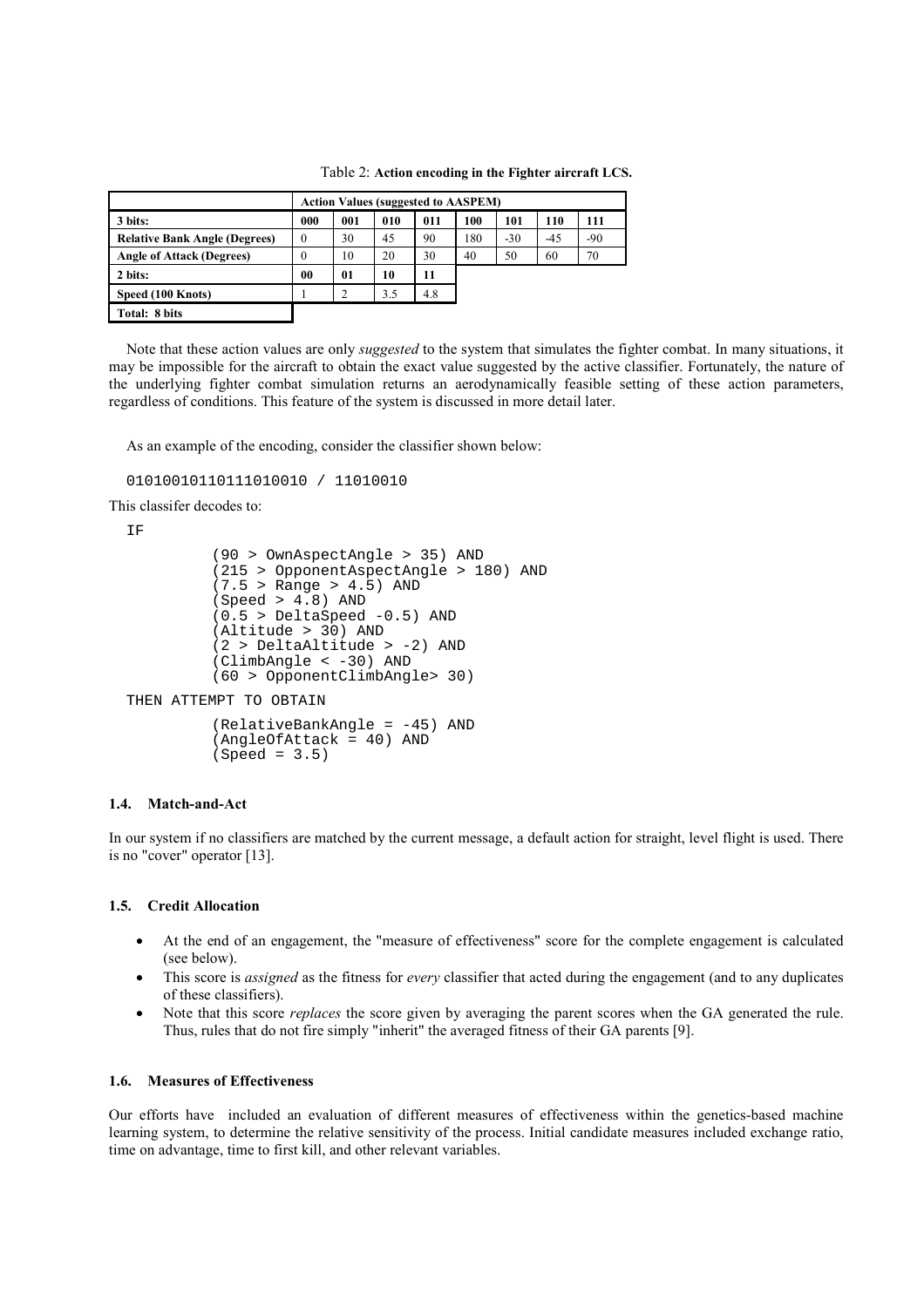Table 2: **Action encoding in the Fighter aircraft LCS.**

| | **Action Values (suggested to AASPEM)** | | | | | | | |
|---|---|---|---|---|---|---|---|---|
| **3 bits:** | **000** | **001** | **010** | **011** | **100** | **101** | **110** | **111** |
| **Relative Bank Angle (Degrees)** | 0 | 30 | 45 | 90 | 180 | -30 | -45 | -90 |
| **Angle of Attack (Degrees)** | 0 | 10 | 20 | 30 | 40 | 50 | 60 | 70 |
| **2 bits:** | **00** | **01** | **10** | **11** | | | | |
| **Speed (100 Knots)** | 1 | 2 | 3.5 | 4.8 | | | | |
| **Total: 8 bits** | | | | | | | | |

Note that these action values are only *suggested* to the system that simulates the fighter combat. In many situations, it may be impossible for the aircraft to obtain the exact value suggested by the active classifier. Fortunately, the nature of the underlying fighter combat simulation returns an aerodynamically feasible setting of these action parameters, regardless of conditions. This feature of the system is discussed in more detail later.

As an example of the encoding, consider the classifier shown below:

```
01010010110111010010 / 11010010
```

This classifer decodes to:

```
IF
        (90 > OwnAspectAngle > 35) AND
        (215 > OpponentAspectAngle > 180) AND
        (7.5 > Range > 4.5) AND
        (Speed > 4.8) AND
        (0.5 > DeltaSpeed -0.5) AND
        (Altitude > 30) AND
        (2 > DeltaAltitude > -2) AND
        (ClimbAngle < -30) AND
        (60 > OpponentClimbAngle> 30)
THEN ATTEMPT TO OBTAIN
        (RelativeBankAngle = -45) AND
        (AngleOfAttack = 40) AND
        (Speed = 3.5)
```

### 1.4. Match-and-Act

In our system if no classifiers are matched by the current message, a default action for straight, level flight is used. There is no "cover" operator [13].

### 1.5. Credit Allocation

- At the end of an engagement, the "measure of effectiveness" score for the complete engagement is calculated (see below).
- This score is *assigned* as the fitness for *every* classifier that acted during the engagement (and to any duplicates of these classifiers).
- Note that this score *replaces* the score given by averaging the parent scores when the GA generated the rule. Thus, rules that do not fire simply "inherit" the averaged fitness of their GA parents [9].

### 1.6. Measures of Effectiveness

Our efforts have included an evaluation of different measures of effectiveness within the genetics-based machine learning system, to determine the relative sensitivity of the process. Initial candidate measures included exchange ratio, time on advantage, time to first kill, and other relevant variables.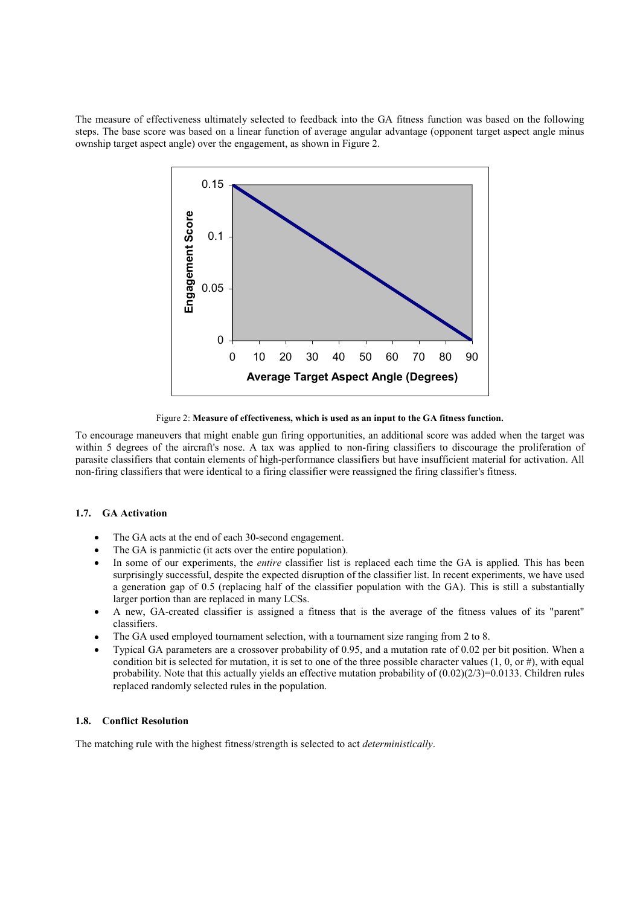The measure of effectiveness ultimately selected to feedback into the GA fitness function was based on the following steps. The base score was based on a linear function of average angular advantage (opponent target aspect angle minus ownship target aspect angle) over the engagement, as shown in Figure 2.

Figure 2: **Measure of effectiveness, which is used as an input to the GA fitness function.**

To encourage maneuvers that might enable gun firing opportunities, an additional score was added when the target was within 5 degrees of the aircraft's nose. A tax was applied to non-firing classifiers to discourage the proliferation of parasite classifiers that contain elements of high-performance classifiers but have insufficient material for activation. All non-firing classifiers that were identical to a firing classifier were reassigned the firing classifier's fitness.

### 1.7. GA Activation

- The GA acts at the end of each 30-second engagement.
- The GA is panmictic (it acts over the entire population).
- In some of our experiments, the *entire* classifier list is replaced each time the GA is applied. This has been surprisingly successful, despite the expected disruption of the classifier list. In recent experiments, we have used a generation gap of 0.5 (replacing half of the classifier population with the GA). This is still a substantially larger portion than are replaced in many LCSs.
- A new, GA-created classifier is assigned a fitness that is the average of the fitness values of its "parent" classifiers.
- The GA used employed tournament selection, with a tournament size ranging from 2 to 8.
- Typical GA parameters are a crossover probability of 0.95, and a mutation rate of 0.02 per bit position. When a condition bit is selected for mutation, it is set to one of the three possible character values (1, 0, or #), with equal probability. Note that this actually yields an effective mutation probability of $(0.02)(2/3)=0.0133$. Children rules replaced randomly selected rules in the population.

### 1.8. Conflict Resolution

The matching rule with the highest fitness/strength is selected to act *deterministically*.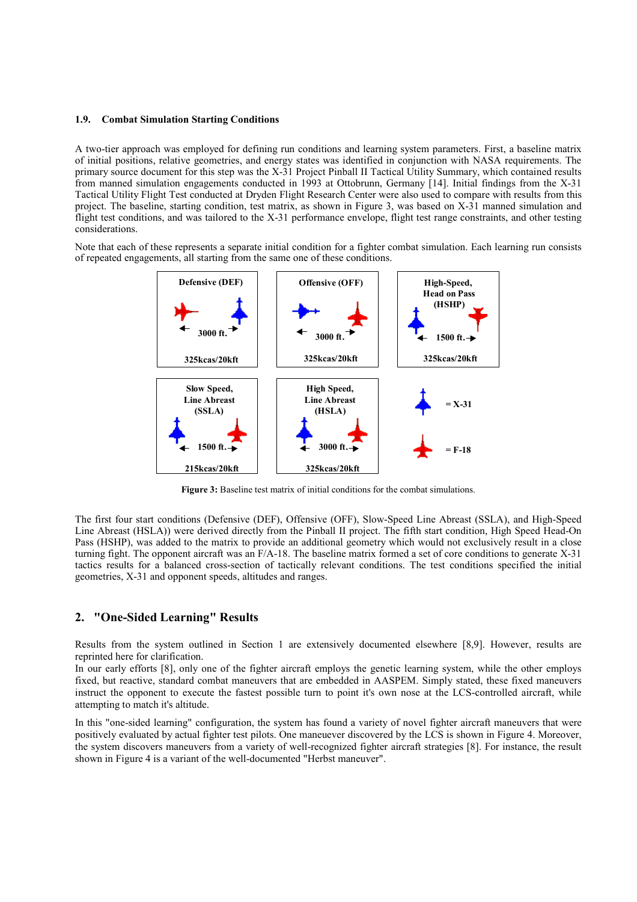### 1.9. Combat Simulation Starting Conditions

A two-tier approach was employed for defining run conditions and learning system parameters. First, a baseline matrix of initial positions, relative geometries, and energy states was identified in conjunction with NASA requirements. The primary source document for this step was the X-31 Project Pinball II Tactical Utility Summary, which contained results from manned simulation engagements conducted in 1993 at Ottobrunn, Germany [14]. Initial findings from the X-31 Tactical Utility Flight Test conducted at Dryden Flight Research Center were also used to compare with results from this project. The baseline, starting condition, test matrix, as shown in Figure 3, was based on X-31 manned simulation and flight test conditions, and was tailored to the X-31 performance envelope, flight test range constraints, and other testing considerations.

Note that each of these represents a separate initial condition for a fighter combat simulation. Each learning run consists of repeated engagements, all starting from the same one of these conditions.

Defensive (DEF) — 3000 ft. — 325kcas/20kft

Offensive (OFF) — 3000 ft. — 325kcas/20kft

High-Speed, Head on Pass (HSHP) — 1500 ft. — 325kcas/20kft

Slow Speed, Line Abreast (SSLA) — 1500 ft. — 215kcas/20kft

High Speed, Line Abreast (HSLA) — 3000 ft. — 325kcas/20kft

= X-31

= F-18

**Figure 3:** Baseline test matrix of initial conditions for the combat simulations.

The first four start conditions (Defensive (DEF), Offensive (OFF), Slow-Speed Line Abreast (SSLA), and High-Speed Line Abreast (HSLA)) were derived directly from the Pinball II project. The fifth start condition, High Speed Head-On Pass (HSHP), was added to the matrix to provide an additional geometry which would not exclusively result in a close turning fight. The opponent aircraft was an F/A-18. The baseline matrix formed a set of core conditions to generate X-31 tactics results for a balanced cross-section of tactically relevant conditions. The test conditions specified the initial geometries, X-31 and opponent speeds, altitudes and ranges.

## 2. "One-Sided Learning" Results

Results from the system outlined in Section 1 are extensively documented elsewhere [8,9]. However, results are reprinted here for clarification.

In our early efforts [8], only one of the fighter aircraft employs the genetic learning system, while the other employs fixed, but reactive, standard combat maneuvers that are embedded in AASPEM. Simply stated, these fixed maneuvers instruct the opponent to execute the fastest possible turn to point it's own nose at the LCS-controlled aircraft, while attempting to match it's altitude.

In this "one-sided learning" configuration, the system has found a variety of novel fighter aircraft maneuvers that were positively evaluated by actual fighter test pilots. One maneuver discovered by the LCS is shown in Figure 4. Moreover, the system discovers maneuvers from a variety of well-recognized fighter aircraft strategies [8]. For instance, the result shown in Figure 4 is a variant of the well-documented "Herbst maneuver".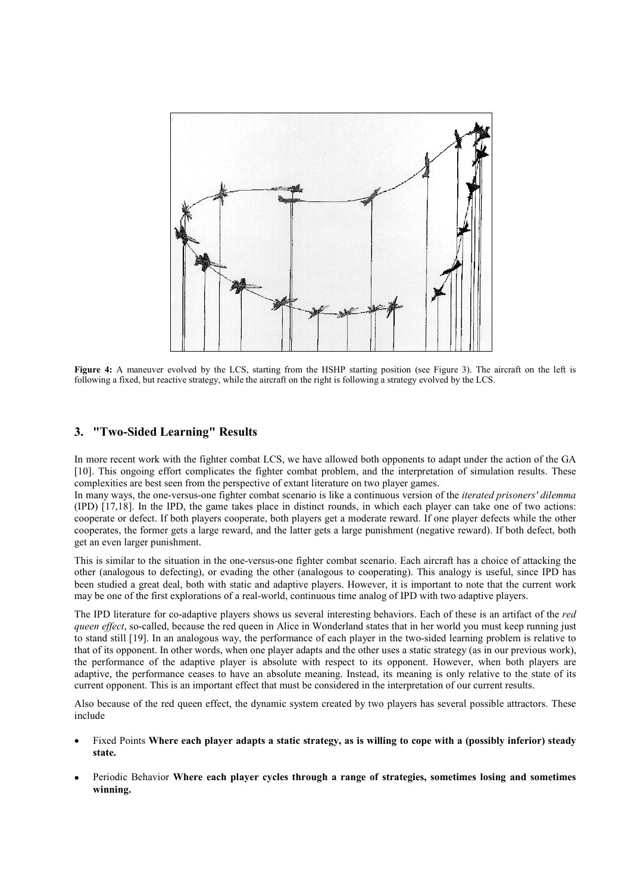**Figure 4:** A maneuver evolved by the LCS, starting from the HSHP starting position (see Figure 3). The aircraft on the left is following a fixed, but reactive strategy, while the aircraft on the right is following a strategy evolved by the LCS.

## 3. "Two-Sided Learning" Results

In more recent work with the fighter combat LCS, we have allowed both opponents to adapt under the action of the GA [10]. This ongoing effort complicates the fighter combat problem, and the interpretation of simulation results. These complexities are best seen from the perspective of extant literature on two player games.

In many ways, the one-versus-one fighter combat scenario is like a continuous version of the *iterated prisoners' dilemma* (IPD) [17,18]. In the IPD, the game takes place in distinct rounds, in which each player can take one of two actions: cooperate or defect. If both players cooperate, both players get a moderate reward. If one player defects while the other cooperates, the former gets a large reward, and the latter gets a large punishment (negative reward). If both defect, both get an even larger punishment.

This is similar to the situation in the one-versus-one fighter combat scenario. Each aircraft has a choice of attacking the other (analogous to defecting), or evading the other (analogous to cooperating). This analogy is useful, since IPD has been studied a great deal, both with static and adaptive players. However, it is important to note that the current work may be one of the first explorations of a real-world, continuous time analog of IPD with two adaptive players.

The IPD literature for co-adaptive players shows us several interesting behaviors. Each of these is an artifact of the *red queen effect*, so-called, because the red queen in Alice in Wonderland states that in her world you must keep running just to stand still [19]. In an analogous way, the performance of each player in the two-sided learning problem is relative to that of its opponent. In other words, when one player adapts and the other uses a static strategy (as in our previous work), the performance of the adaptive player is absolute with respect to its opponent. However, when both players are adaptive, the performance ceases to have an absolute meaning. Instead, its meaning is only relative to the state of its current opponent. This is an important effect that must be considered in the interpretation of our current results.

Also because of the red queen effect, the dynamic system created by two players has several possible attractors. These include

- Fixed Points **Where each player adapts a static strategy, as is willing to cope with a (possibly inferior) steady state.**
- Periodic Behavior **Where each player cycles through a range of strategies, sometimes losing and sometimes winning.**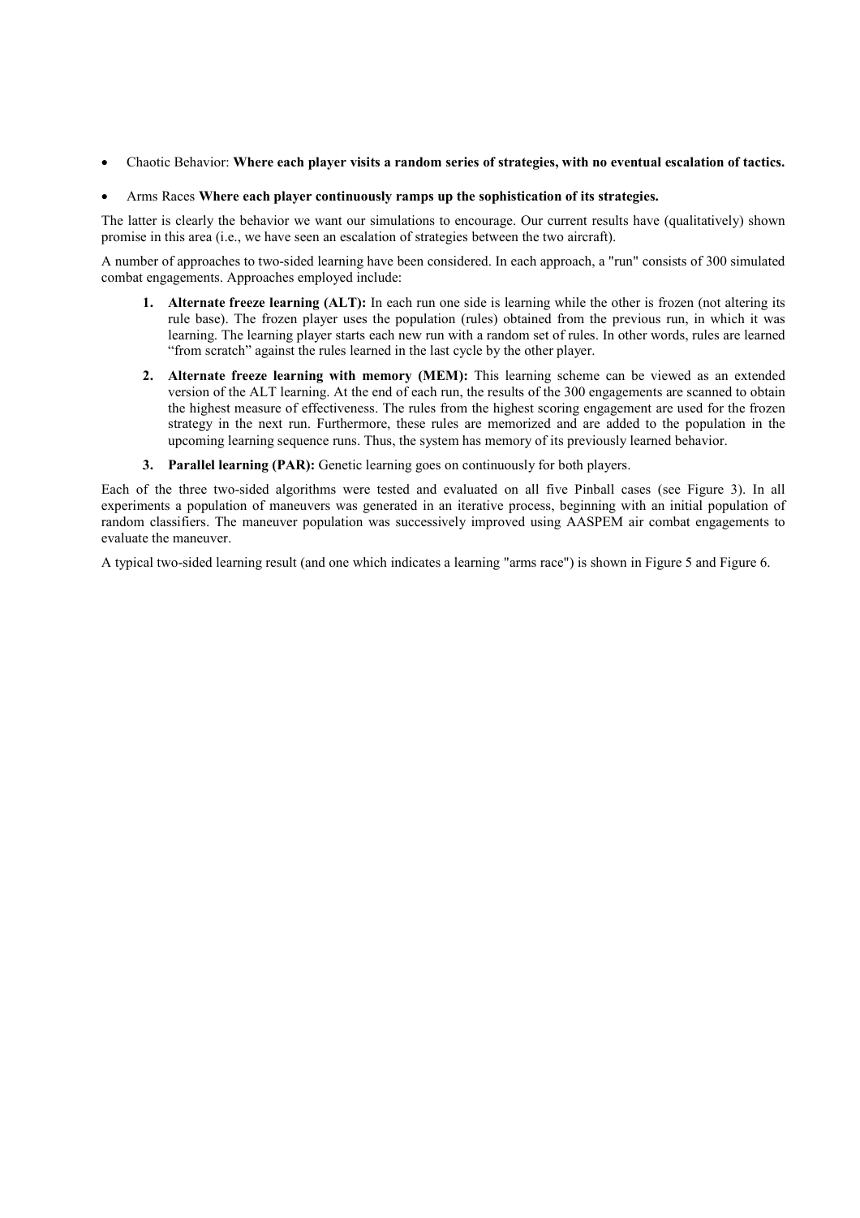- Chaotic Behavior: **Where each player visits a random series of strategies, with no eventual escalation of tactics.**

- Arms Races **Where each player continuously ramps up the sophistication of its strategies.**

The latter is clearly the behavior we want our simulations to encourage. Our current results have (qualitatively) shown promise in this area (i.e., we have seen an escalation of strategies between the two aircraft).

A number of approaches to two-sided learning have been considered. In each approach, a "run" consists of 300 simulated combat engagements. Approaches employed include:

1. **Alternate freeze learning (ALT):** In each run one side is learning while the other is frozen (not altering its rule base). The frozen player uses the population (rules) obtained from the previous run, in which it was learning. The learning player starts each new run with a random set of rules. In other words, rules are learned "from scratch" against the rules learned in the last cycle by the other player.

2. **Alternate freeze learning with memory (MEM):** This learning scheme can be viewed as an extended version of the ALT learning. At the end of each run, the results of the 300 engagements are scanned to obtain the highest measure of effectiveness. The rules from the highest scoring engagement are used for the frozen strategy in the next run. Furthermore, these rules are memorized and are added to the population in the upcoming learning sequence runs. Thus, the system has memory of its previously learned behavior.

3. **Parallel learning (PAR):** Genetic learning goes on continuously for both players.

Each of the three two-sided algorithms were tested and evaluated on all five Pinball cases (see Figure 3). In all experiments a population of maneuvers was generated in an iterative process, beginning with an initial population of random classifiers. The maneuver population was successively improved using AASPEM air combat engagements to evaluate the maneuver.

A typical two-sided learning result (and one which indicates a learning "arms race") is shown in Figure 5 and Figure 6.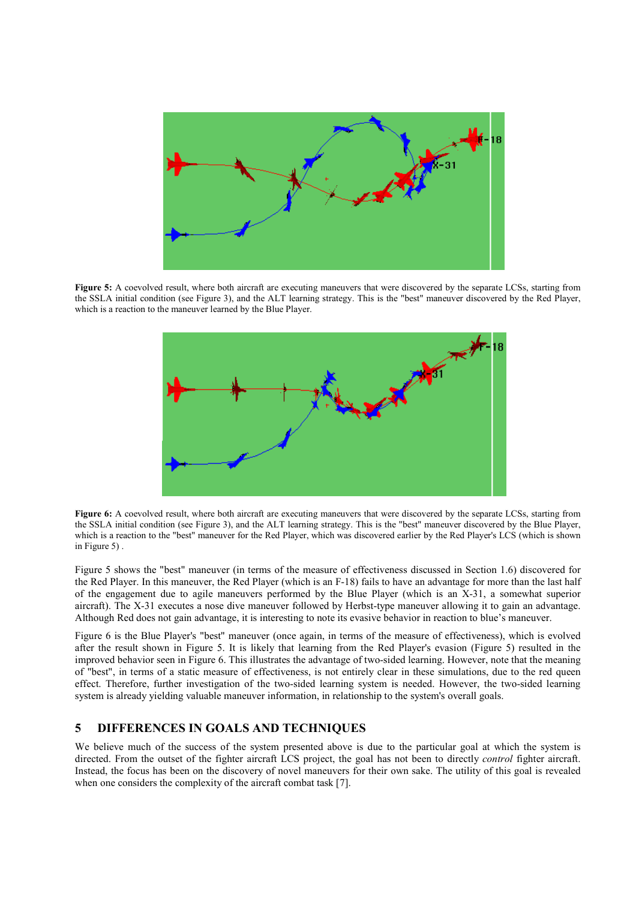**Figure 5:** A coevolved result, where both aircraft are executing maneuvers that were discovered by the separate LCSs, starting from the SSLA initial condition (see Figure 3), and the ALT learning strategy. This is the "best" maneuver discovered by the Red Player, which is a reaction to the maneuver learned by the Blue Player.

**Figure 6:** A coevolved result, where both aircraft are executing maneuvers that were discovered by the separate LCSs, starting from the SSLA initial condition (see Figure 3), and the ALT learning strategy. This is the "best" maneuver discovered by the Blue Player, which is a reaction to the "best" maneuver for the Red Player, which was discovered earlier by the Red Player's LCS (which is shown in Figure 5) .

Figure 5 shows the "best" maneuver (in terms of the measure of effectiveness discussed in Section 1.6) discovered for the Red Player. In this maneuver, the Red Player (which is an F-18) fails to have an advantage for more than the last half of the engagement due to agile maneuvers performed by the Blue Player (which is an X-31, a somewhat superior aircraft). The X-31 executes a nose dive maneuver followed by Herbst-type maneuver allowing it to gain an advantage. Although Red does not gain advantage, it is interesting to note its evasive behavior in reaction to blue's maneuver.

Figure 6 is the Blue Player's "best" maneuver (once again, in terms of the measure of effectiveness), which is evolved after the result shown in Figure 5. It is likely that learning from the Red Player's evasion (Figure 5) resulted in the improved behavior seen in Figure 6. This illustrates the advantage of two-sided learning. However, note that the meaning of "best", in terms of a static measure of effectiveness, is not entirely clear in these simulations, due to the red queen effect. Therefore, further investigation of the two-sided learning system is needed. However, the two-sided learning system is already yielding valuable maneuver information, in relationship to the system's overall goals.

## 5 DIFFERENCES IN GOALS AND TECHNIQUES

We believe much of the success of the system presented above is due to the particular goal at which the system is directed. From the outset of the fighter aircraft LCS project, the goal has not been to directly *control* fighter aircraft. Instead, the focus has been on the discovery of novel maneuvers for their own sake. The utility of this goal is revealed when one considers the complexity of the aircraft combat task [7].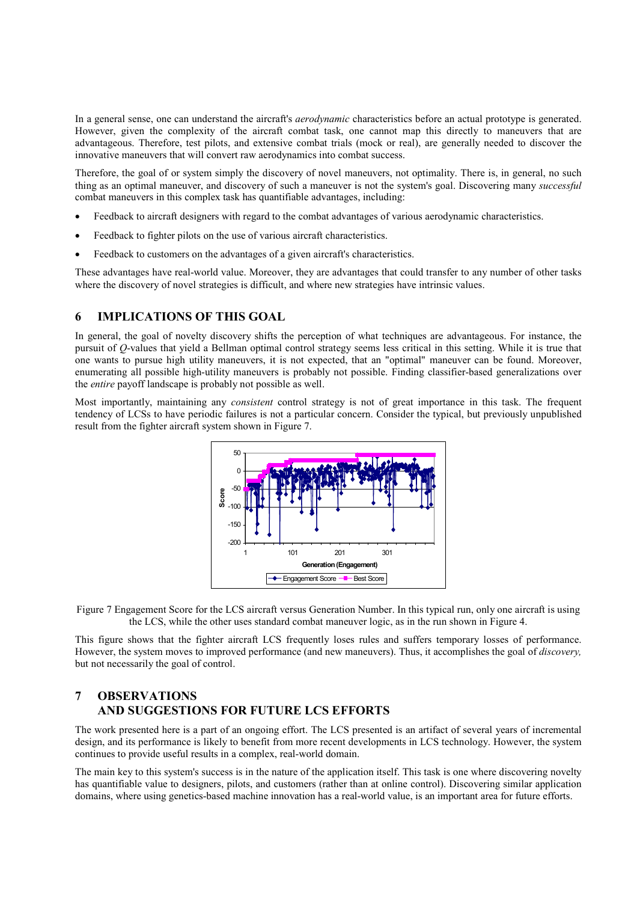In a general sense, one can understand the aircraft's *aerodynamic* characteristics before an actual prototype is generated. However, given the complexity of the aircraft combat task, one cannot map this directly to maneuvers that are advantageous. Therefore, test pilots, and extensive combat trials (mock or real), are generally needed to discover the innovative maneuvers that will convert raw aerodynamics into combat success.

Therefore, the goal of or system simply the discovery of novel maneuvers, not optimality. There is, in general, no such thing as an optimal maneuver, and discovery of such a maneuver is not the system's goal. Discovering many *successful* combat maneuvers in this complex task has quantifiable advantages, including:

- Feedback to aircraft designers with regard to the combat advantages of various aerodynamic characteristics.
- Feedback to fighter pilots on the use of various aircraft characteristics.
- Feedback to customers on the advantages of a given aircraft's characteristics.

These advantages have real-world value. Moreover, they are advantages that could transfer to any number of other tasks where the discovery of novel strategies is difficult, and where new strategies have intrinsic values.

## 6 IMPLICATIONS OF THIS GOAL

In general, the goal of novelty discovery shifts the perception of what techniques are advantageous. For instance, the pursuit of *Q*-values that yield a Bellman optimal control strategy seems less critical in this setting. While it is true that one wants to pursue high utility maneuvers, it is not expected, that an "optimal" maneuver can be found. Moreover, enumerating all possible high-utility maneuvers is probably not possible. Finding classifier-based generalizations over the *entire* payoff landscape is probably not possible as well.

Most importantly, maintaining any *consistent* control strategy is not of great importance in this task. The frequent tendency of LCSs to have periodic failures is not a particular concern. Consider the typical, but previously unpublished result from the fighter aircraft system shown in Figure 7.

Figure 7 Engagement Score for the LCS aircraft versus Generation Number. In this typical run, only one aircraft is using the LCS, while the other uses standard combat maneuver logic, as in the run shown in Figure 4.

This figure shows that the fighter aircraft LCS frequently loses rules and suffers temporary losses of performance. However, the system moves to improved performance (and new maneuvers). Thus, it accomplishes the goal of *discovery,* but not necessarily the goal of control.

## 7 OBSERVATIONS AND SUGGESTIONS FOR FUTURE LCS EFFORTS

The work presented here is a part of an ongoing effort. The LCS presented is an artifact of several years of incremental design, and its performance is likely to benefit from more recent developments in LCS technology. However, the system continues to provide useful results in a complex, real-world domain.

The main key to this system's success is in the nature of the application itself. This task is one where discovering novelty has quantifiable value to designers, pilots, and customers (rather than at online control). Discovering similar application domains, where using genetics-based machine innovation has a real-world value, is an important area for future efforts.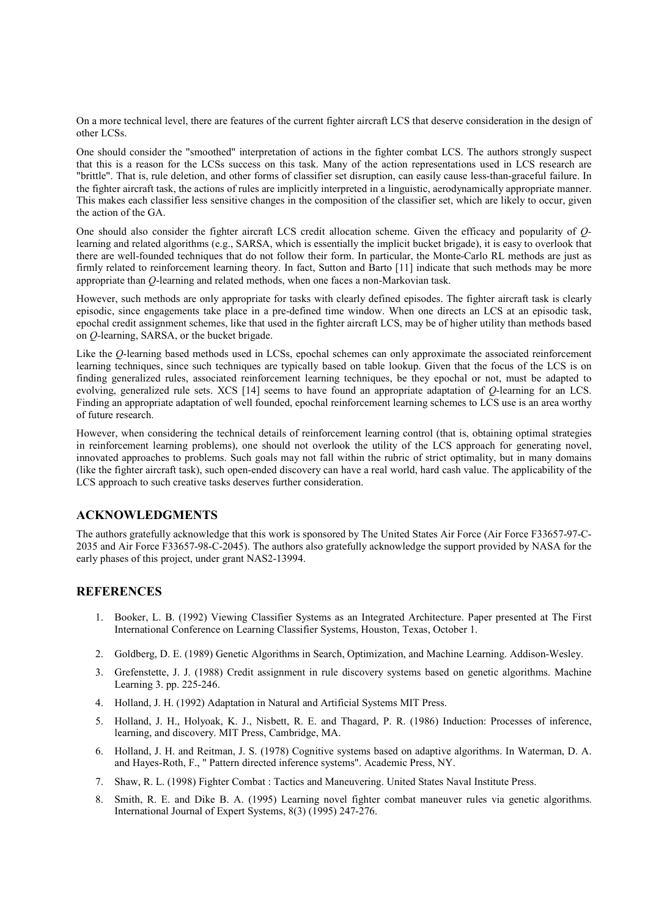On a more technical level, there are features of the current fighter aircraft LCS that deserve consideration in the design of other LCSs.

One should consider the "smoothed" interpretation of actions in the fighter combat LCS. The authors strongly suspect that this is a reason for the LCSs success on this task. Many of the action representations used in LCS research are "brittle". That is, rule deletion, and other forms of classifier set disruption, can easily cause less-than-graceful failure. In the fighter aircraft task, the actions of rules are implicitly interpreted in a linguistic, aerodynamically appropriate manner. This makes each classifier less sensitive changes in the composition of the classifier set, which are likely to occur, given the action of the GA.

One should also consider the fighter aircraft LCS credit allocation scheme. Given the efficacy and popularity of *Q*-learning and related algorithms (e.g., SARSA, which is essentially the implicit bucket brigade), it is easy to overlook that there are well-founded techniques that do not follow their form. In particular, the Monte-Carlo RL methods are just as firmly related to reinforcement learning theory. In fact, Sutton and Barto [11] indicate that such methods may be more appropriate than *Q*-learning and related methods, when one faces a non-Markovian task.

However, such methods are only appropriate for tasks with clearly defined episodes. The fighter aircraft task is clearly episodic, since engagements take place in a pre-defined time window. When one directs an LCS at an episodic task, epochal credit assignment schemes, like that used in the fighter aircraft LCS, may be of higher utility than methods based on *Q*-learning, SARSA, or the bucket brigade.

Like the *Q*-learning based methods used in LCSs, epochal schemes can only approximate the associated reinforcement learning techniques, since such techniques are typically based on table lookup. Given that the focus of the LCS is on finding generalized rules, associated reinforcement learning techniques, be they epochal or not, must be adapted to evolving, generalized rule sets. XCS [14] seems to have found an appropriate adaptation of *Q*-learning for an LCS. Finding an appropriate adaptation of well founded, epochal reinforcement learning schemes to LCS use is an area worthy of future research.

However, when considering the technical details of reinforcement learning control (that is, obtaining optimal strategies in reinforcement learning problems), one should not overlook the utility of the LCS approach for generating novel, innovated approaches to problems. Such goals may not fall within the rubric of strict optimality, but in many domains (like the fighter aircraft task), such open-ended discovery can have a real world, hard cash value. The applicability of the LCS approach to such creative tasks deserves further consideration.

## ACKNOWLEDGMENTS

The authors gratefully acknowledge that this work is sponsored by The United States Air Force (Air Force F33657-97-C-2035 and Air Force F33657-98-C-2045). The authors also gratefully acknowledge the support provided by NASA for the early phases of this project, under grant NAS2-13994.

## REFERENCES

1. Booker, L. B. (1992) Viewing Classifier Systems as an Integrated Architecture. Paper presented at The First International Conference on Learning Classifier Systems, Houston, Texas, October 1.
2. Goldberg, D. E. (1989) Genetic Algorithms in Search, Optimization, and Machine Learning. Addison-Wesley.
3. Grefenstette, J. J. (1988) Credit assignment in rule discovery systems based on genetic algorithms. Machine Learning 3. pp. 225-246.
4. Holland, J. H. (1992) Adaptation in Natural and Artificial Systems MIT Press.
5. Holland, J. H., Holyoak, K. J., Nisbett, R. E. and Thagard, P. R. (1986) Induction: Processes of inference, learning, and discovery. MIT Press, Cambridge, MA.
6. Holland, J. H. and Reitman, J. S. (1978) Cognitive systems based on adaptive algorithms. In Waterman, D. A. and Hayes-Roth, F., " Pattern directed inference systems". Academic Press, NY.
7. Shaw, R. L. (1998) Fighter Combat : Tactics and Maneuvering. United States Naval Institute Press.
8. Smith, R. E. and Dike B. A. (1995) Learning novel fighter combat maneuver rules via genetic algorithms. International Journal of Expert Systems, 8(3) (1995) 247-276.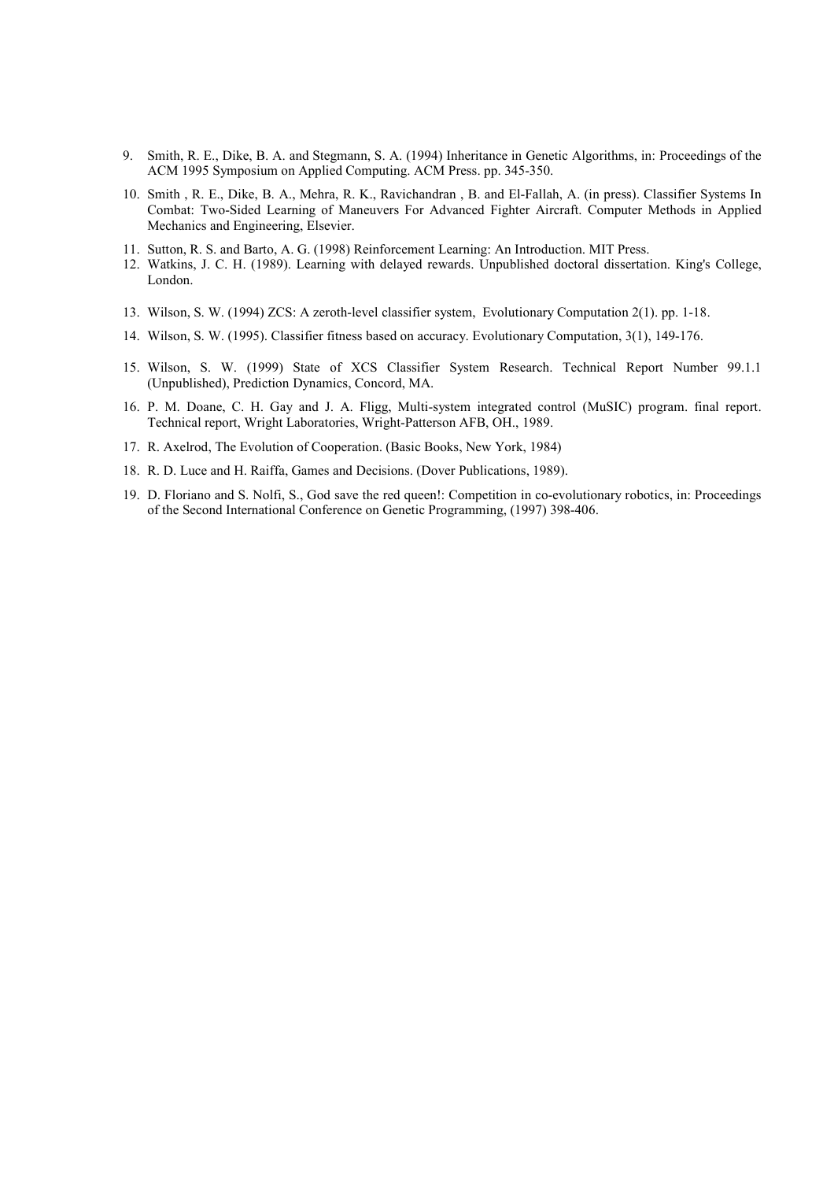9. Smith, R. E., Dike, B. A. and Stegmann, S. A. (1994) Inheritance in Genetic Algorithms, in: Proceedings of the ACM 1995 Symposium on Applied Computing. ACM Press. pp. 345-350.
10. Smith , R. E., Dike, B. A., Mehra, R. K., Ravichandran , B. and El-Fallah, A. (in press). Classifier Systems In Combat: Two-Sided Learning of Maneuvers For Advanced Fighter Aircraft. Computer Methods in Applied Mechanics and Engineering, Elsevier.
11. Sutton, R. S. and Barto, A. G. (1998) Reinforcement Learning: An Introduction. MIT Press.
12. Watkins, J. C. H. (1989). Learning with delayed rewards. Unpublished doctoral dissertation. King's College, London.
13. Wilson, S. W. (1994) ZCS: A zeroth-level classifier system, Evolutionary Computation 2(1). pp. 1-18.
14. Wilson, S. W. (1995). Classifier fitness based on accuracy. Evolutionary Computation, 3(1), 149-176.
15. Wilson, S. W. (1999) State of XCS Classifier System Research. Technical Report Number 99.1.1 (Unpublished), Prediction Dynamics, Concord, MA.
16. P. M. Doane, C. H. Gay and J. A. Fligg, Multi-system integrated control (MuSIC) program. final report. Technical report, Wright Laboratories, Wright-Patterson AFB, OH., 1989.
17. R. Axelrod, The Evolution of Cooperation. (Basic Books, New York, 1984)
18. R. D. Luce and H. Raiffa, Games and Decisions. (Dover Publications, 1989).
19. D. Floriano and S. Nolfi, S., God save the red queen!: Competition in co-evolutionary robotics, in: Proceedings of the Second International Conference on Genetic Programming, (1997) 398-406.